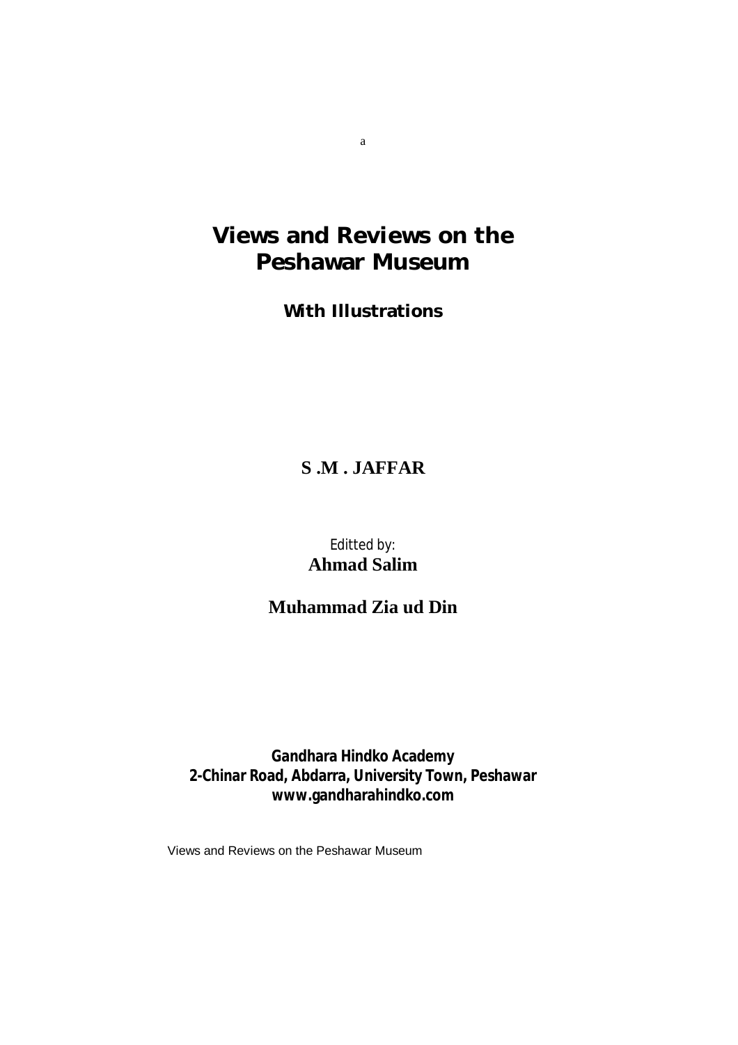# Views and Reviews on the Peshawar Museum

## With Illustrations

**S .M . JAFFAR**

Editted by:

**Ahmad Salim**

**Muhammad Zia ud Din**

**Gandhara Hindko Academy**
**2-Chinar Road, Abdarra, University Town, Peshawar**
**www.gandharahindko.com**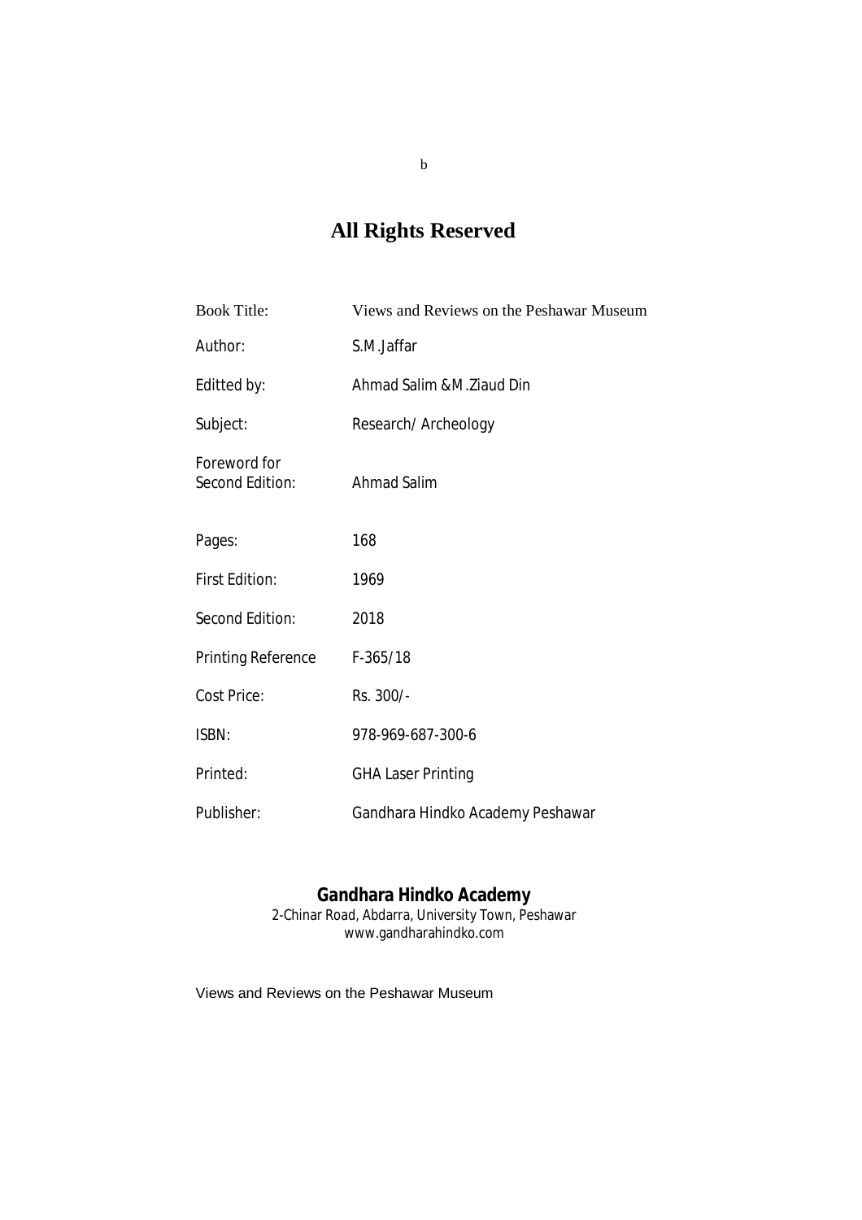# All Rights Reserved

| | |
|---|---|
| Book Title: | Views and Reviews on the Peshawar Museum |
| Author: | S.M.Jaffar |
| Editted by: | Ahmad Salim &M.Ziaud Din |
| Subject: | Research/ Archeology |
| Foreword for Second Edition: | Ahmad Salim |
| Pages: | 168 |
| First Edition: | 1969 |
| Second Edition: | 2018 |
| Printing Reference | F-365/18 |
| Cost Price: | Rs. 300/- |
| ISBN: | 978-969-687-300-6 |
| Printed: | GHA Laser Printing |
| Publisher: | Gandhara Hindko Academy Peshawar |

**Gandhara Hindko Academy**
2-Chinar Road, Abdarra, University Town, Peshawar
www.gandharahindko.com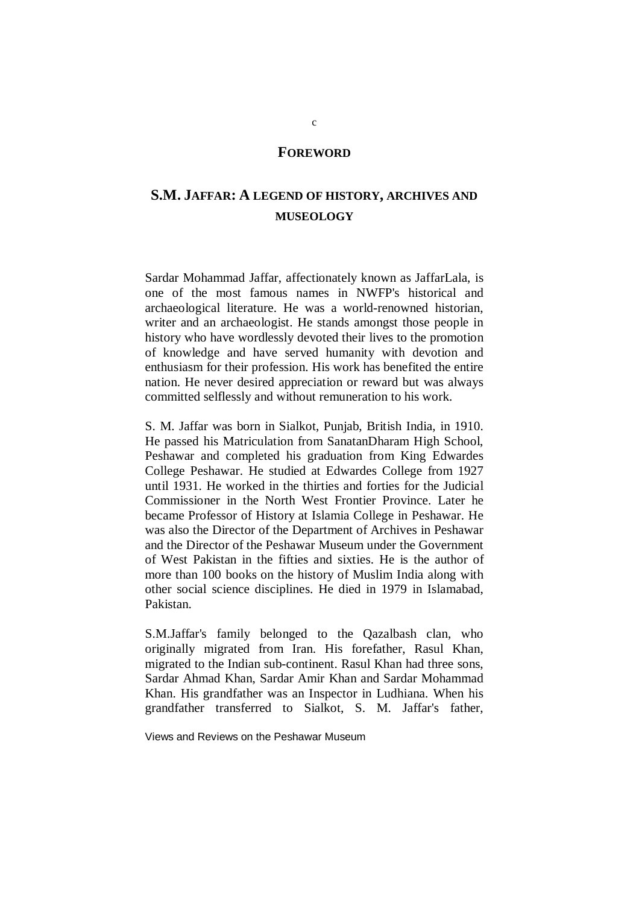## FOREWORD

## S.M. JAFFAR: A LEGEND OF HISTORY, ARCHIVES AND MUSEOLOGY

Sardar Mohammad Jaffar, affectionately known as JaffarLala, is one of the most famous names in NWFP's historical and archaeological literature. He was a world-renowned historian, writer and an archaeologist. He stands amongst those people in history who have wordlessly devoted their lives to the promotion of knowledge and have served humanity with devotion and enthusiasm for their profession. His work has benefited the entire nation. He never desired appreciation or reward but was always committed selflessly and without remuneration to his work.

S. M. Jaffar was born in Sialkot, Punjab, British India, in 1910. He passed his Matriculation from SanatanDharam High School, Peshawar and completed his graduation from King Edwardes College Peshawar. He studied at Edwardes College from 1927 until 1931. He worked in the thirties and forties for the Judicial Commissioner in the North West Frontier Province. Later he became Professor of History at Islamia College in Peshawar. He was also the Director of the Department of Archives in Peshawar and the Director of the Peshawar Museum under the Government of West Pakistan in the fifties and sixties. He is the author of more than 100 books on the history of Muslim India along with other social science disciplines. He died in 1979 in Islamabad, Pakistan.

S.M.Jaffar's family belonged to the Qazalbash clan, who originally migrated from Iran. His forefather, Rasul Khan, migrated to the Indian sub-continent. Rasul Khan had three sons, Sardar Ahmad Khan, Sardar Amir Khan and Sardar Mohammad Khan. His grandfather was an Inspector in Ludhiana. When his grandfather transferred to Sialkot, S. M. Jaffar's father,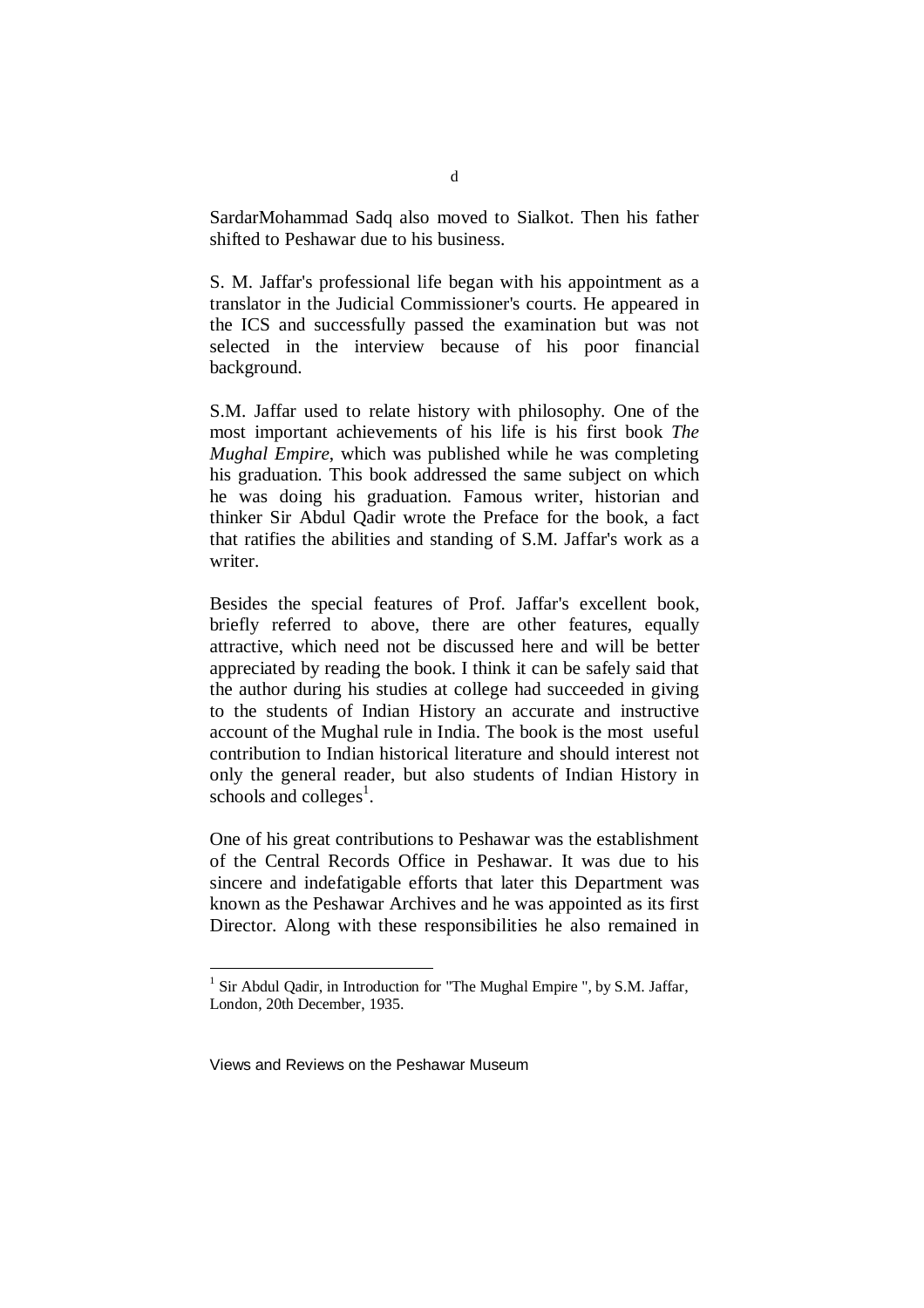SardarMohammad Sadq also moved to Sialkot. Then his father shifted to Peshawar due to his business.

S. M. Jaffar's professional life began with his appointment as a translator in the Judicial Commissioner's courts. He appeared in the ICS and successfully passed the examination but was not selected in the interview because of his poor financial background.

S.M. Jaffar used to relate history with philosophy. One of the most important achievements of his life is his first book *The Mughal Empire*, which was published while he was completing his graduation. This book addressed the same subject on which he was doing his graduation. Famous writer, historian and thinker Sir Abdul Qadir wrote the Preface for the book, a fact that ratifies the abilities and standing of S.M. Jaffar's work as a writer.

Besides the special features of Prof. Jaffar's excellent book, briefly referred to above, there are other features, equally attractive, which need not be discussed here and will be better appreciated by reading the book. I think it can be safely said that the author during his studies at college had succeeded in giving to the students of Indian History an accurate and instructive account of the Mughal rule in India. The book is the most useful contribution to Indian historical literature and should interest not only the general reader, but also students of Indian History in schools and colleges[1].

One of his great contributions to Peshawar was the establishment of the Central Records Office in Peshawar. It was due to his sincere and indefatigable efforts that later this Department was known as the Peshawar Archives and he was appointed as its first Director. Along with these responsibilities he also remained in

[1] Sir Abdul Qadir, in Introduction for "The Mughal Empire ", by S.M. Jaffar, London, 20th December, 1935.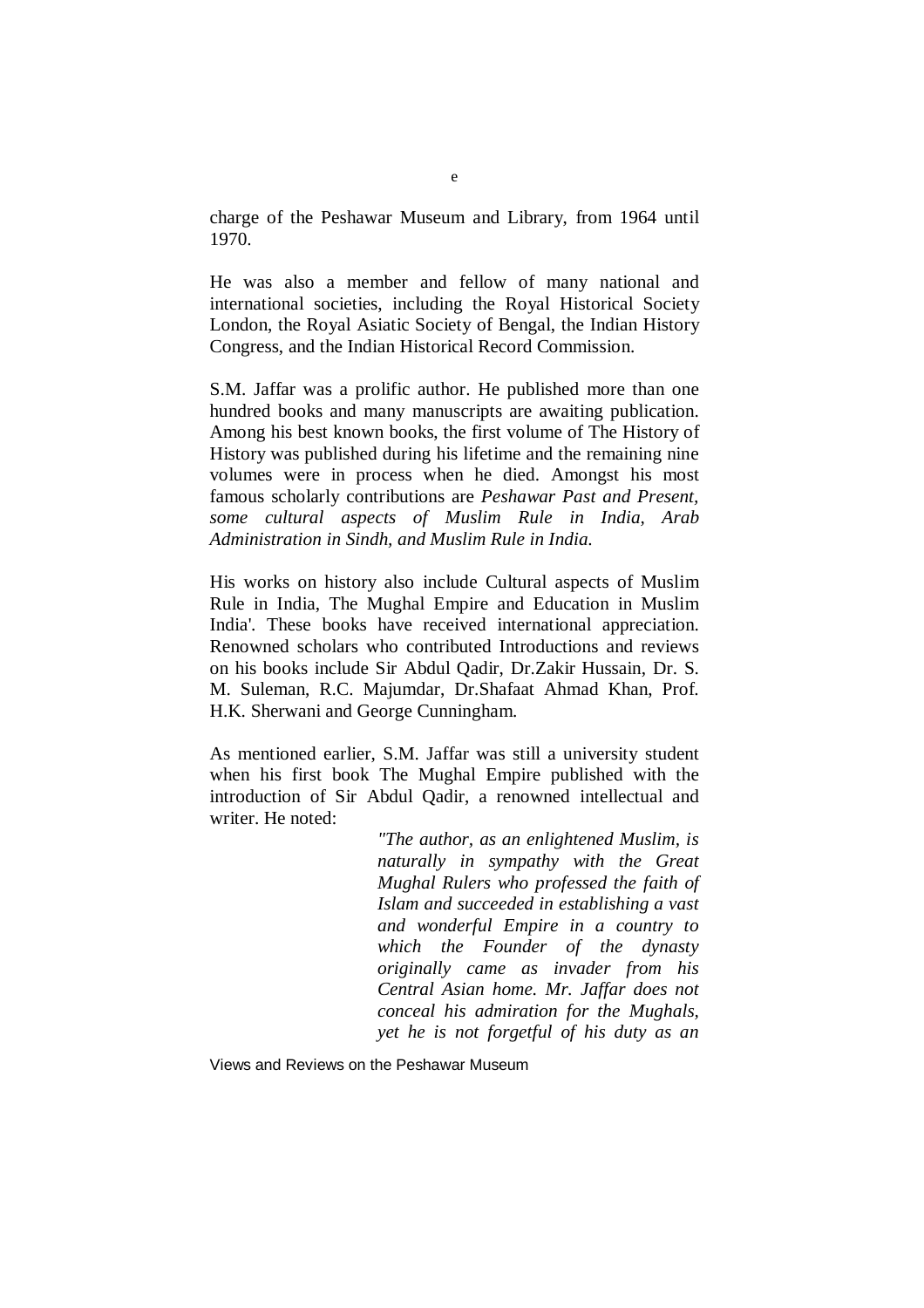charge of the Peshawar Museum and Library, from 1964 until 1970.

He was also a member and fellow of many national and international societies, including the Royal Historical Society London, the Royal Asiatic Society of Bengal, the Indian History Congress, and the Indian Historical Record Commission.

S.M. Jaffar was a prolific author. He published more than one hundred books and many manuscripts are awaiting publication. Among his best known books, the first volume of The History of History was published during his lifetime and the remaining nine volumes were in process when he died. Amongst his most famous scholarly contributions are *Peshawar Past and Present, some cultural aspects of Muslim Rule in India, Arab Administration in Sindh, and Muslim Rule in India.*

His works on history also include Cultural aspects of Muslim Rule in India, The Mughal Empire and Education in Muslim India'. These books have received international appreciation. Renowned scholars who contributed Introductions and reviews on his books include Sir Abdul Qadir, Dr.Zakir Hussain, Dr. S. M. Suleman, R.C. Majumdar, Dr.Shafaat Ahmad Khan, Prof. H.K. Sherwani and George Cunningham.

As mentioned earlier, S.M. Jaffar was still a university student when his first book The Mughal Empire published with the introduction of Sir Abdul Qadir, a renowned intellectual and writer. He noted:

> *"The author, as an enlightened Muslim, is naturally in sympathy with the Great Mughal Rulers who professed the faith of Islam and succeeded in establishing a vast and wonderful Empire in a country to which the Founder of the dynasty originally came as invader from his Central Asian home. Mr. Jaffar does not conceal his admiration for the Mughals, yet he is not forgetful of his duty as an*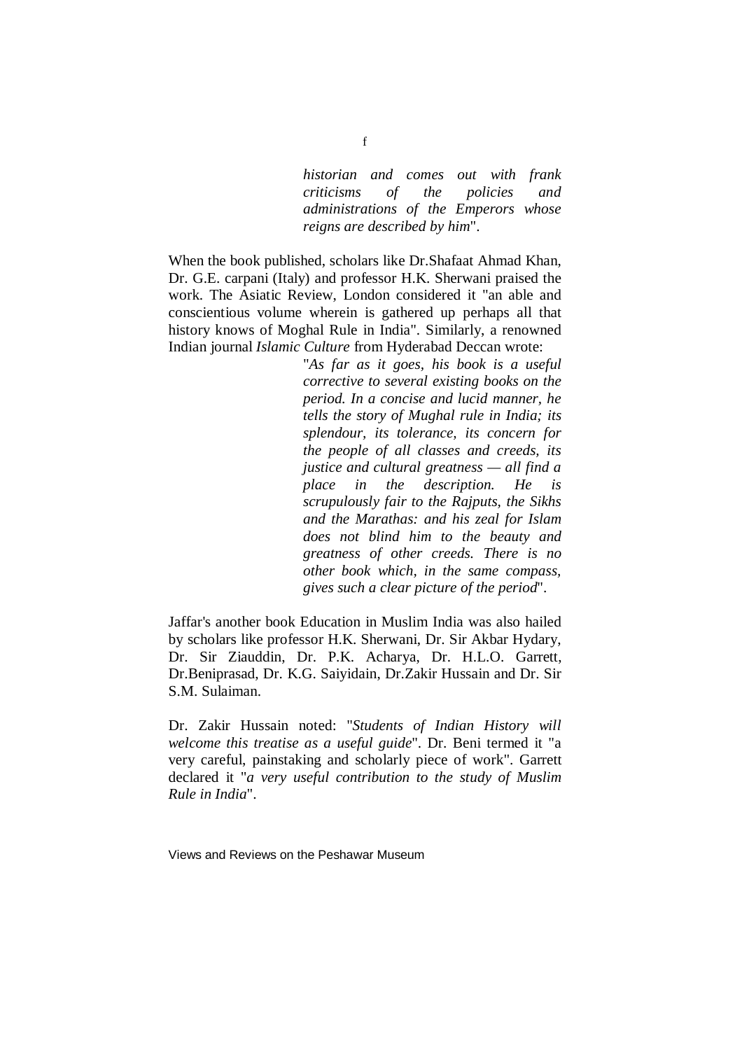> *historian and comes out with frank criticisms of the policies and administrations of the Emperors whose reigns are described by him*".

When the book published, scholars like Dr.Shafaat Ahmad Khan, Dr. G.E. carpani (Italy) and professor H.K. Sherwani praised the work. The Asiatic Review, London considered it "an able and conscientious volume wherein is gathered up perhaps all that history knows of Moghal Rule in India". Similarly, a renowned Indian journal *Islamic Culture* from Hyderabad Deccan wrote:

> "*As far as it goes, his book is a useful corrective to several existing books on the period. In a concise and lucid manner, he tells the story of Mughal rule in India; its splendour, its tolerance, its concern for the people of all classes and creeds, its justice and cultural greatness — all find a place in the description. He is scrupulously fair to the Rajputs, the Sikhs and the Marathas: and his zeal for Islam does not blind him to the beauty and greatness of other creeds. There is no other book which, in the same compass, gives such a clear picture of the period*".

Jaffar's another book Education in Muslim India was also hailed by scholars like professor H.K. Sherwani, Dr. Sir Akbar Hydary, Dr. Sir Ziauddin, Dr. P.K. Acharya, Dr. H.L.O. Garrett, Dr.Beniprasad, Dr. K.G. Saiyidain, Dr.Zakir Hussain and Dr. Sir S.M. Sulaiman.

Dr. Zakir Hussain noted: "*Students of Indian History will welcome this treatise as a useful guide*". Dr. Beni termed it "a very careful, painstaking and scholarly piece of work". Garrett declared it "*a very useful contribution to the study of Muslim Rule in India*".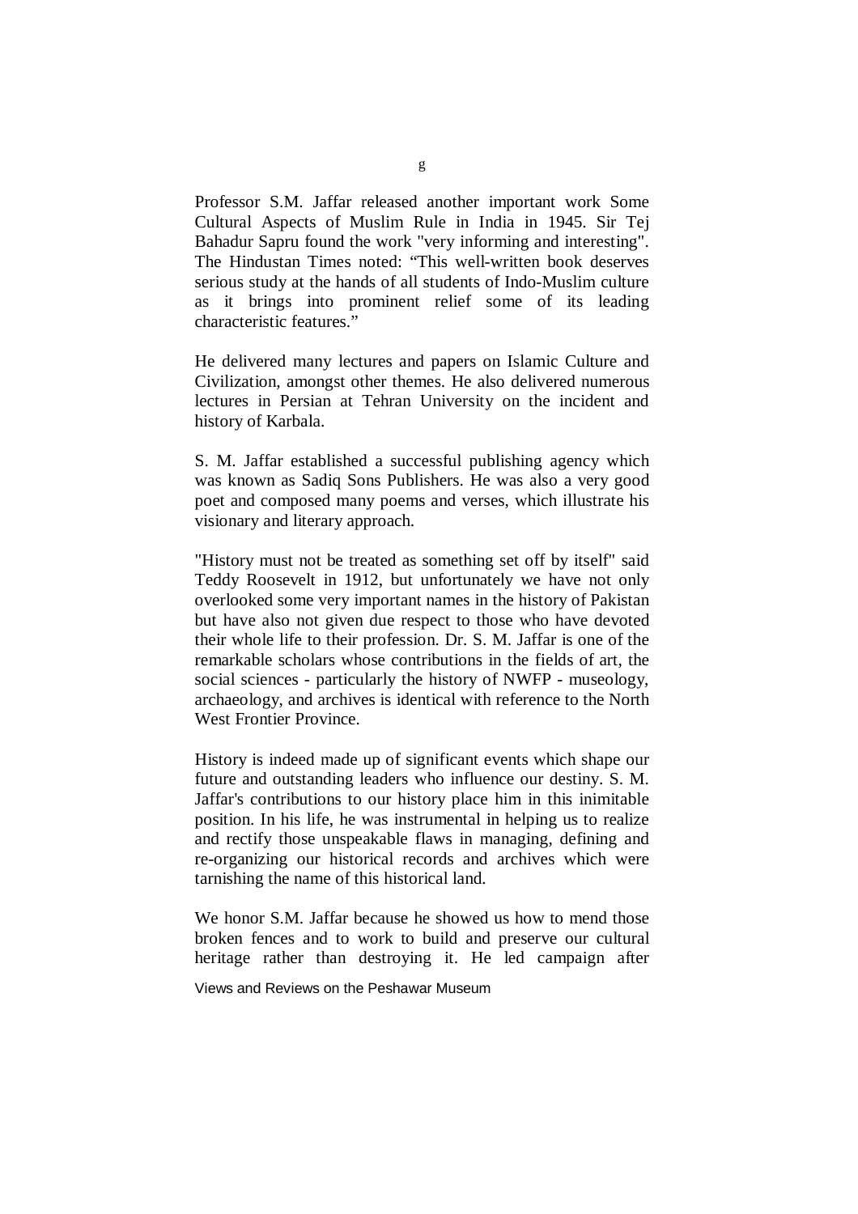Professor S.M. Jaffar released another important work Some Cultural Aspects of Muslim Rule in India in 1945. Sir Tej Bahadur Sapru found the work "very informing and interesting". The Hindustan Times noted: “This well-written book deserves serious study at the hands of all students of Indo-Muslim culture as it brings into prominent relief some of its leading characteristic features.”

He delivered many lectures and papers on Islamic Culture and Civilization, amongst other themes. He also delivered numerous lectures in Persian at Tehran University on the incident and history of Karbala.

S. M. Jaffar established a successful publishing agency which was known as Sadiq Sons Publishers. He was also a very good poet and composed many poems and verses, which illustrate his visionary and literary approach.

"History must not be treated as something set off by itself" said Teddy Roosevelt in 1912, but unfortunately we have not only overlooked some very important names in the history of Pakistan but have also not given due respect to those who have devoted their whole life to their profession. Dr. S. M. Jaffar is one of the remarkable scholars whose contributions in the fields of art, the social sciences - particularly the history of NWFP - museology, archaeology, and archives is identical with reference to the North West Frontier Province.

History is indeed made up of significant events which shape our future and outstanding leaders who influence our destiny. S. M. Jaffar's contributions to our history place him in this inimitable position. In his life, he was instrumental in helping us to realize and rectify those unspeakable flaws in managing, defining and re-organizing our historical records and archives which were tarnishing the name of this historical land.

We honor S.M. Jaffar because he showed us how to mend those broken fences and to work to build and preserve our cultural heritage rather than destroying it. He led campaign after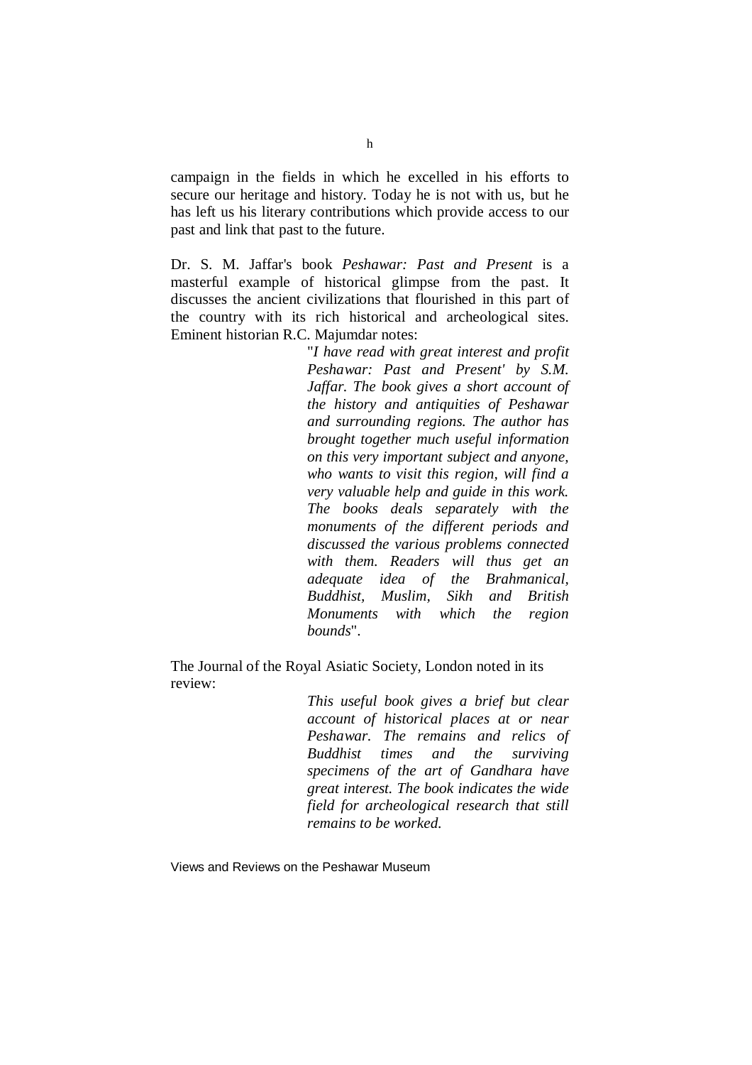campaign in the fields in which he excelled in his efforts to secure our heritage and history. Today he is not with us, but he has left us his literary contributions which provide access to our past and link that past to the future.

Dr. S. M. Jaffar's book *Peshawar: Past and Present* is a masterful example of historical glimpse from the past. It discusses the ancient civilizations that flourished in this part of the country with its rich historical and archeological sites. Eminent historian R.C. Majumdar notes:

> "*I have read with great interest and profit Peshawar: Past and Present' by S.M. Jaffar. The book gives a short account of the history and antiquities of Peshawar and surrounding regions. The author has brought together much useful information on this very important subject and anyone, who wants to visit this region, will find a very valuable help and guide in this work. The books deals separately with the monuments of the different periods and discussed the various problems connected with them. Readers will thus get an adequate idea of the Brahmanical, Buddhist, Muslim, Sikh and British Monuments with which the region bounds*".

The Journal of the Royal Asiatic Society, London noted in its review:

> *This useful book gives a brief but clear account of historical places at or near Peshawar. The remains and relics of Buddhist times and the surviving specimens of the art of Gandhara have great interest. The book indicates the wide field for archeological research that still remains to be worked.*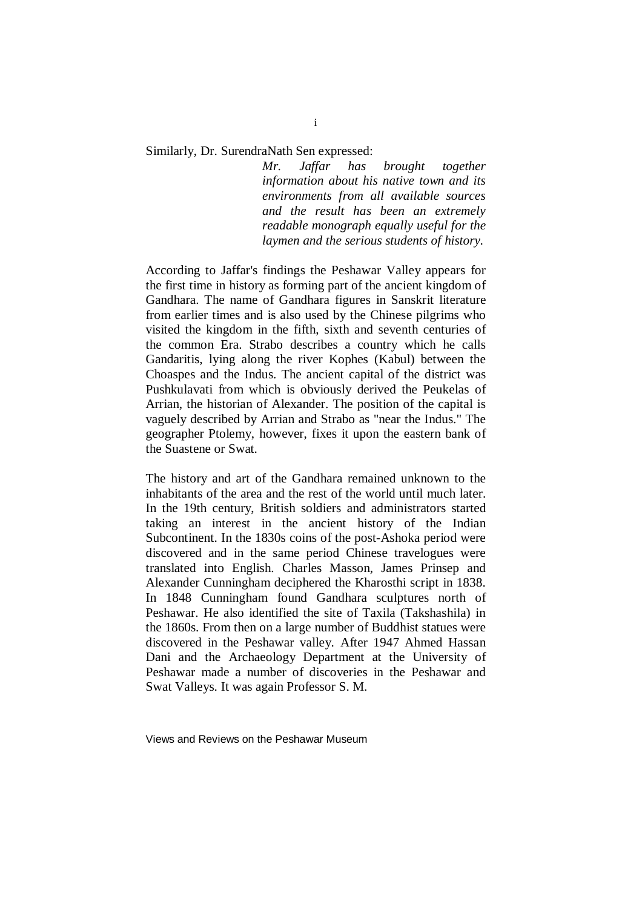Similarly, Dr. SurendraNath Sen expressed:

> *Mr. Jaffar has brought together information about his native town and its environments from all available sources and the result has been an extremely readable monograph equally useful for the laymen and the serious students of history.*

According to Jaffar's findings the Peshawar Valley appears for the first time in history as forming part of the ancient kingdom of Gandhara. The name of Gandhara figures in Sanskrit literature from earlier times and is also used by the Chinese pilgrims who visited the kingdom in the fifth, sixth and seventh centuries of the common Era. Strabo describes a country which he calls Gandaritis, lying along the river Kophes (Kabul) between the Choaspes and the Indus. The ancient capital of the district was Pushkulavati from which is obviously derived the Peukelas of Arrian, the historian of Alexander. The position of the capital is vaguely described by Arrian and Strabo as "near the Indus." The geographer Ptolemy, however, fixes it upon the eastern bank of the Suastene or Swat.

The history and art of the Gandhara remained unknown to the inhabitants of the area and the rest of the world until much later. In the 19th century, British soldiers and administrators started taking an interest in the ancient history of the Indian Subcontinent. In the 1830s coins of the post-Ashoka period were discovered and in the same period Chinese travelogues were translated into English. Charles Masson, James Prinsep and Alexander Cunningham deciphered the Kharosthi script in 1838. In 1848 Cunningham found Gandhara sculptures north of Peshawar. He also identified the site of Taxila (Takshashila) in the 1860s. From then on a large number of Buddhist statues were discovered in the Peshawar valley. After 1947 Ahmed Hassan Dani and the Archaeology Department at the University of Peshawar made a number of discoveries in the Peshawar and Swat Valleys. It was again Professor S. M.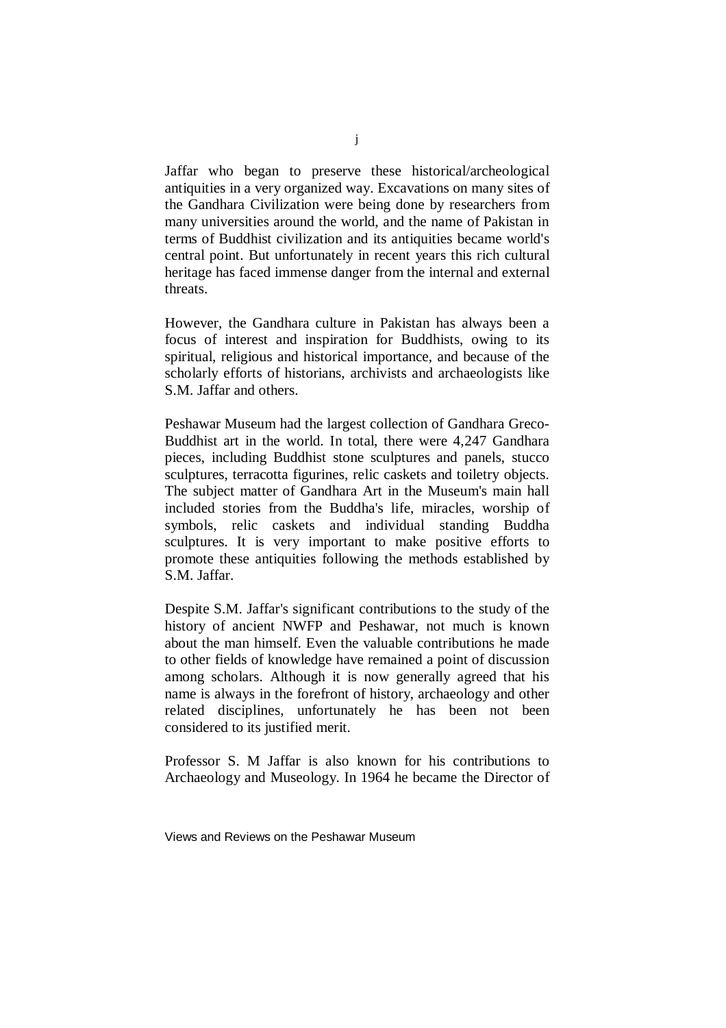Jaffar who began to preserve these historical/archeological antiquities in a very organized way. Excavations on many sites of the Gandhara Civilization were being done by researchers from many universities around the world, and the name of Pakistan in terms of Buddhist civilization and its antiquities became world's central point. But unfortunately in recent years this rich cultural heritage has faced immense danger from the internal and external threats.

However, the Gandhara culture in Pakistan has always been a focus of interest and inspiration for Buddhists, owing to its spiritual, religious and historical importance, and because of the scholarly efforts of historians, archivists and archaeologists like S.M. Jaffar and others.

Peshawar Museum had the largest collection of Gandhara Greco-Buddhist art in the world. In total, there were 4,247 Gandhara pieces, including Buddhist stone sculptures and panels, stucco sculptures, terracotta figurines, relic caskets and toiletry objects. The subject matter of Gandhara Art in the Museum's main hall included stories from the Buddha's life, miracles, worship of symbols, relic caskets and individual standing Buddha sculptures. It is very important to make positive efforts to promote these antiquities following the methods established by S.M. Jaffar.

Despite S.M. Jaffar's significant contributions to the study of the history of ancient NWFP and Peshawar, not much is known about the man himself. Even the valuable contributions he made to other fields of knowledge have remained a point of discussion among scholars. Although it is now generally agreed that his name is always in the forefront of history, archaeology and other related disciplines, unfortunately he has been not been considered to its justified merit.

Professor S. M Jaffar is also known for his contributions to Archaeology and Museology. In 1964 he became the Director of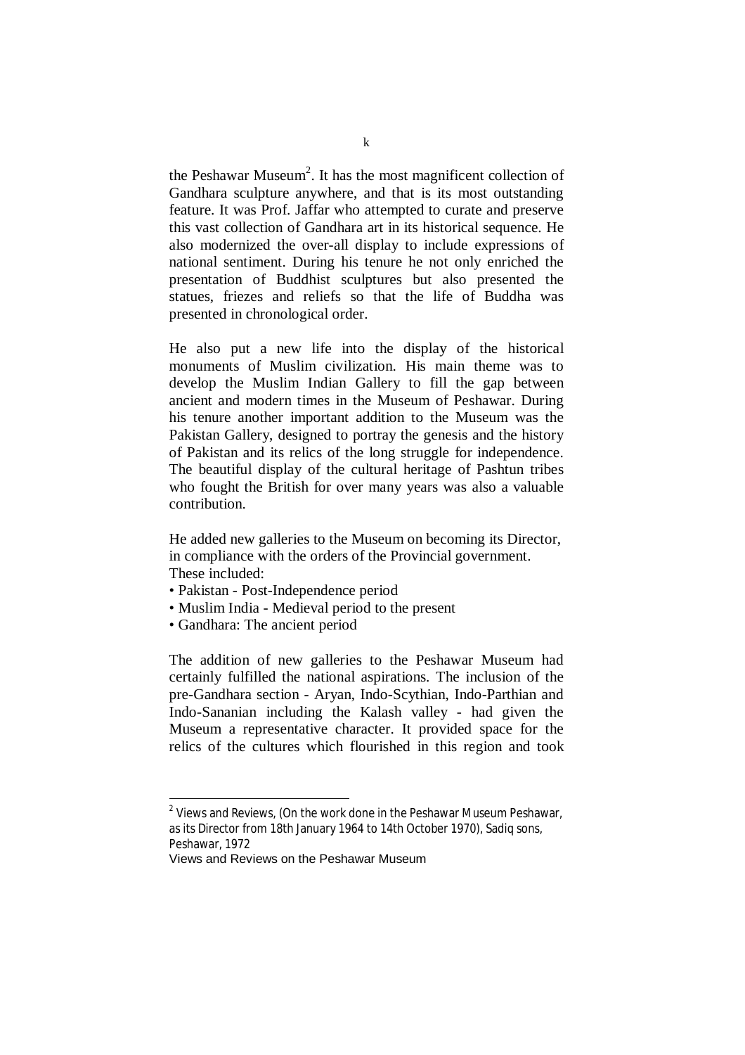the Peshawar Museum[2]. It has the most magnificent collection of Gandhara sculpture anywhere, and that is its most outstanding feature. It was Prof. Jaffar who attempted to curate and preserve this vast collection of Gandhara art in its historical sequence. He also modernized the over-all display to include expressions of national sentiment. During his tenure he not only enriched the presentation of Buddhist sculptures but also presented the statues, friezes and reliefs so that the life of Buddha was presented in chronological order.

He also put a new life into the display of the historical monuments of Muslim civilization. His main theme was to develop the Muslim Indian Gallery to fill the gap between ancient and modern times in the Museum of Peshawar. During his tenure another important addition to the Museum was the Pakistan Gallery, designed to portray the genesis and the history of Pakistan and its relics of the long struggle for independence. The beautiful display of the cultural heritage of Pashtun tribes who fought the British for over many years was also a valuable contribution.

He added new galleries to the Museum on becoming its Director, in compliance with the orders of the Provincial government. These included:

- Pakistan - Post-Independence period
- Muslim India - Medieval period to the present
- Gandhara: The ancient period

The addition of new galleries to the Peshawar Museum had certainly fulfilled the national aspirations. The inclusion of the pre-Gandhara section - Aryan, Indo-Scythian, Indo-Parthian and Indo-Sananian including the Kalash valley - had given the Museum a representative character. It provided space for the relics of the cultures which flourished in this region and took

---

[2] Views and Reviews, (On the work done in the Peshawar Museum Peshawar, as its Director from 18th January 1964 to 14th October 1970), Sadiq sons, Peshawar, 1972

Views and Reviews on the Peshawar Museum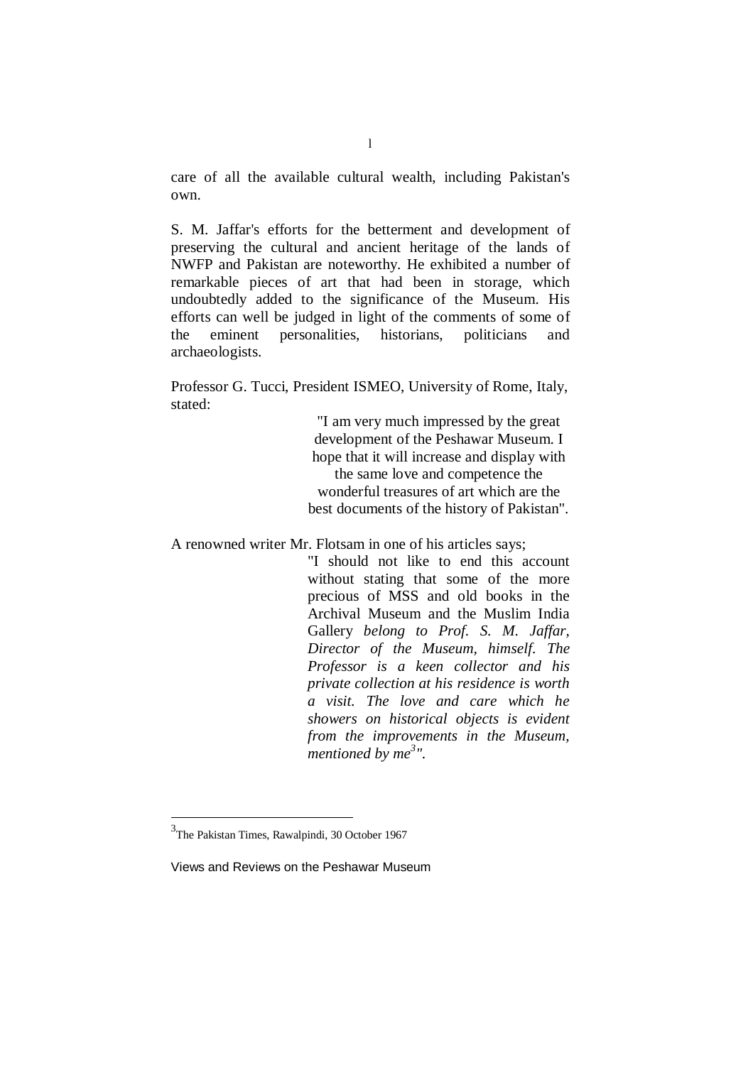care of all the available cultural wealth, including Pakistan's own.

S. M. Jaffar's efforts for the betterment and development of preserving the cultural and ancient heritage of the lands of NWFP and Pakistan are noteworthy. He exhibited a number of remarkable pieces of art that had been in storage, which undoubtedly added to the significance of the Museum. His efforts can well be judged in light of the comments of some of the eminent personalities, historians, politicians and archaeologists.

Professor G. Tucci, President ISMEO, University of Rome, Italy, stated:

> "I am very much impressed by the great development of the Peshawar Museum. I hope that it will increase and display with the same love and competence the wonderful treasures of art which are the best documents of the history of Pakistan".

A renowned writer Mr. Flotsam in one of his articles says;

> "I should not like to end this account without stating that some of the more precious of MSS and old books in the Archival Museum and the Muslim India Gallery *belong to Prof. S. M. Jaffar, Director of the Museum, himself. The Professor is a keen collector and his private collection at his residence is worth a visit. The love and care which he showers on historical objects is evident from the improvements in the Museum, mentioned by me*[3]*"*.

---

[3] The Pakistan Times, Rawalpindi, 30 October 1967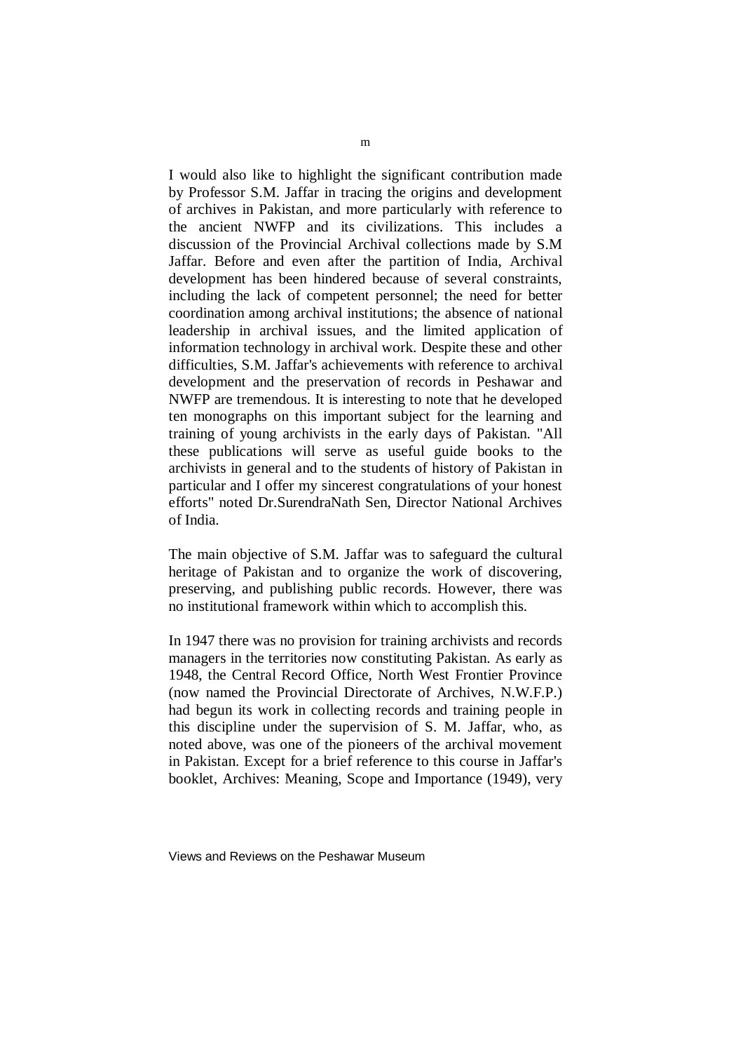I would also like to highlight the significant contribution made by Professor S.M. Jaffar in tracing the origins and development of archives in Pakistan, and more particularly with reference to the ancient NWFP and its civilizations. This includes a discussion of the Provincial Archival collections made by S.M Jaffar. Before and even after the partition of India, Archival development has been hindered because of several constraints, including the lack of competent personnel; the need for better coordination among archival institutions; the absence of national leadership in archival issues, and the limited application of information technology in archival work. Despite these and other difficulties, S.M. Jaffar's achievements with reference to archival development and the preservation of records in Peshawar and NWFP are tremendous. It is interesting to note that he developed ten monographs on this important subject for the learning and training of young archivists in the early days of Pakistan. "All these publications will serve as useful guide books to the archivists in general and to the students of history of Pakistan in particular and I offer my sincerest congratulations of your honest efforts" noted Dr.SurendraNath Sen, Director National Archives of India.

The main objective of S.M. Jaffar was to safeguard the cultural heritage of Pakistan and to organize the work of discovering, preserving, and publishing public records. However, there was no institutional framework within which to accomplish this.

In 1947 there was no provision for training archivists and records managers in the territories now constituting Pakistan. As early as 1948, the Central Record Office, North West Frontier Province (now named the Provincial Directorate of Archives, N.W.F.P.) had begun its work in collecting records and training people in this discipline under the supervision of S. M. Jaffar, who, as noted above, was one of the pioneers of the archival movement in Pakistan. Except for a brief reference to this course in Jaffar's booklet, Archives: Meaning, Scope and Importance (1949), very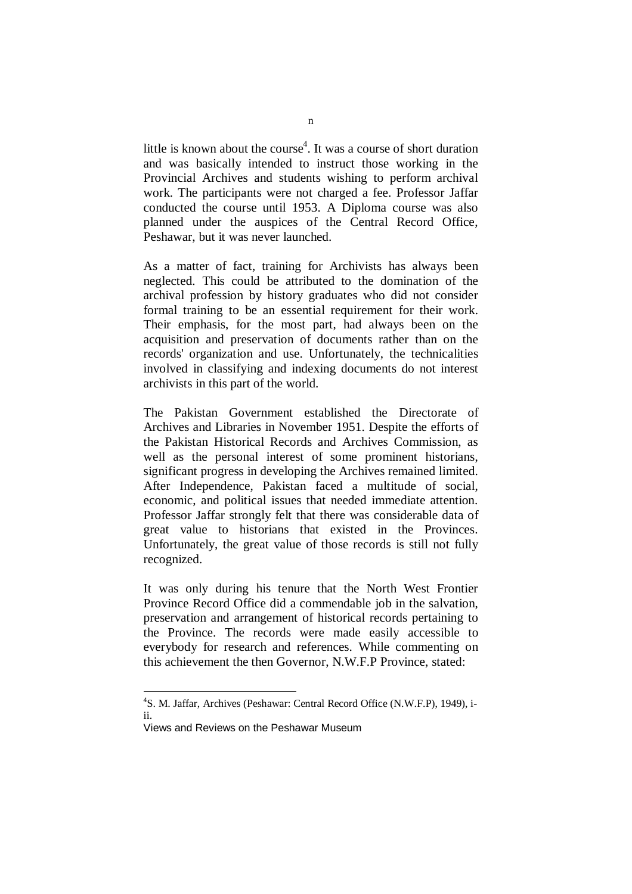little is known about the course[4]. It was a course of short duration and was basically intended to instruct those working in the Provincial Archives and students wishing to perform archival work. The participants were not charged a fee. Professor Jaffar conducted the course until 1953. A Diploma course was also planned under the auspices of the Central Record Office, Peshawar, but it was never launched.

As a matter of fact, training for Archivists has always been neglected. This could be attributed to the domination of the archival profession by history graduates who did not consider formal training to be an essential requirement for their work. Their emphasis, for the most part, had always been on the acquisition and preservation of documents rather than on the records' organization and use. Unfortunately, the technicalities involved in classifying and indexing documents do not interest archivists in this part of the world.

The Pakistan Government established the Directorate of Archives and Libraries in November 1951. Despite the efforts of the Pakistan Historical Records and Archives Commission, as well as the personal interest of some prominent historians, significant progress in developing the Archives remained limited. After Independence, Pakistan faced a multitude of social, economic, and political issues that needed immediate attention. Professor Jaffar strongly felt that there was considerable data of great value to historians that existed in the Provinces. Unfortunately, the great value of those records is still not fully recognized.

It was only during his tenure that the North West Frontier Province Record Office did a commendable job in the salvation, preservation and arrangement of historical records pertaining to the Province. The records were made easily accessible to everybody for research and references. While commenting on this achievement the then Governor, N.W.F.P Province, stated:

---

[4] S. M. Jaffar, Archives (Peshawar: Central Record Office (N.W.F.P), 1949), i-ii.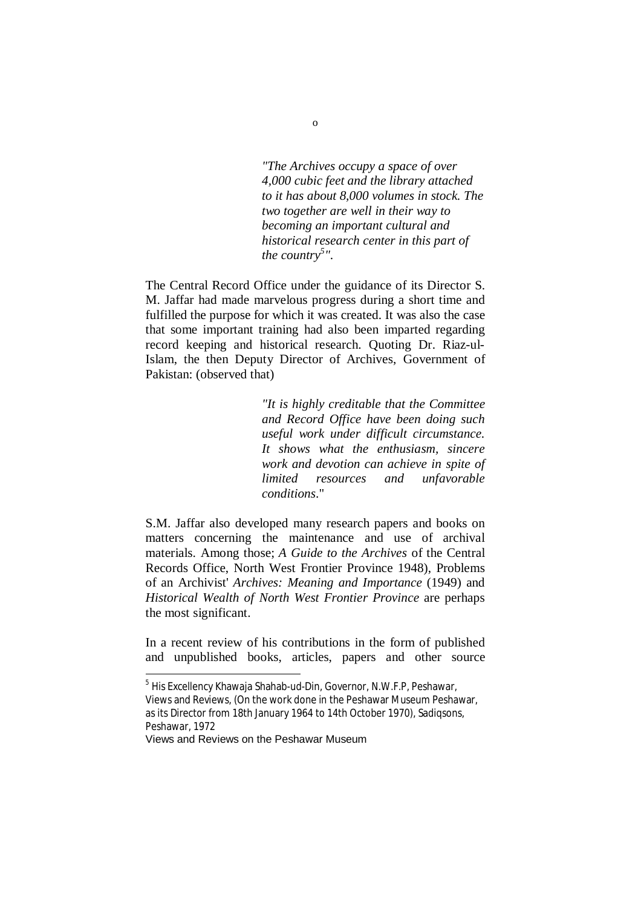> *"The Archives occupy a space of over 4,000 cubic feet and the library attached to it has about 8,000 volumes in stock. The two together are well in their way to becoming an important cultural and historical research center in this part of the country[5]".*

The Central Record Office under the guidance of its Director S. M. Jaffar had made marvelous progress during a short time and fulfilled the purpose for which it was created. It was also the case that some important training had also been imparted regarding record keeping and historical research. Quoting Dr. Riaz-ul-Islam, the then Deputy Director of Archives, Government of Pakistan: (observed that)

> *"It is highly creditable that the Committee and Record Office have been doing such useful work under difficult circumstance. It shows what the enthusiasm, sincere work and devotion can achieve in spite of limited resources and unfavorable conditions*."

S.M. Jaffar also developed many research papers and books on matters concerning the maintenance and use of archival materials. Among those; *A Guide to the Archives* of the Central Records Office, North West Frontier Province 1948), Problems of an Archivist' *Archives: Meaning and Importance* (1949) and *Historical Wealth of North West Frontier Province* are perhaps the most significant.

In a recent review of his contributions in the form of published and unpublished books, articles, papers and other source

---

[5] His Excellency Khawaja Shahab-ud-Din, Governor, N.W.F.P, Peshawar, Views and Reviews, (On the work done in the Peshawar Museum Peshawar, as its Director from 18th January 1964 to 14th October 1970), Sadiqsons, Peshawar, 1972

Views and Reviews on the Peshawar Museum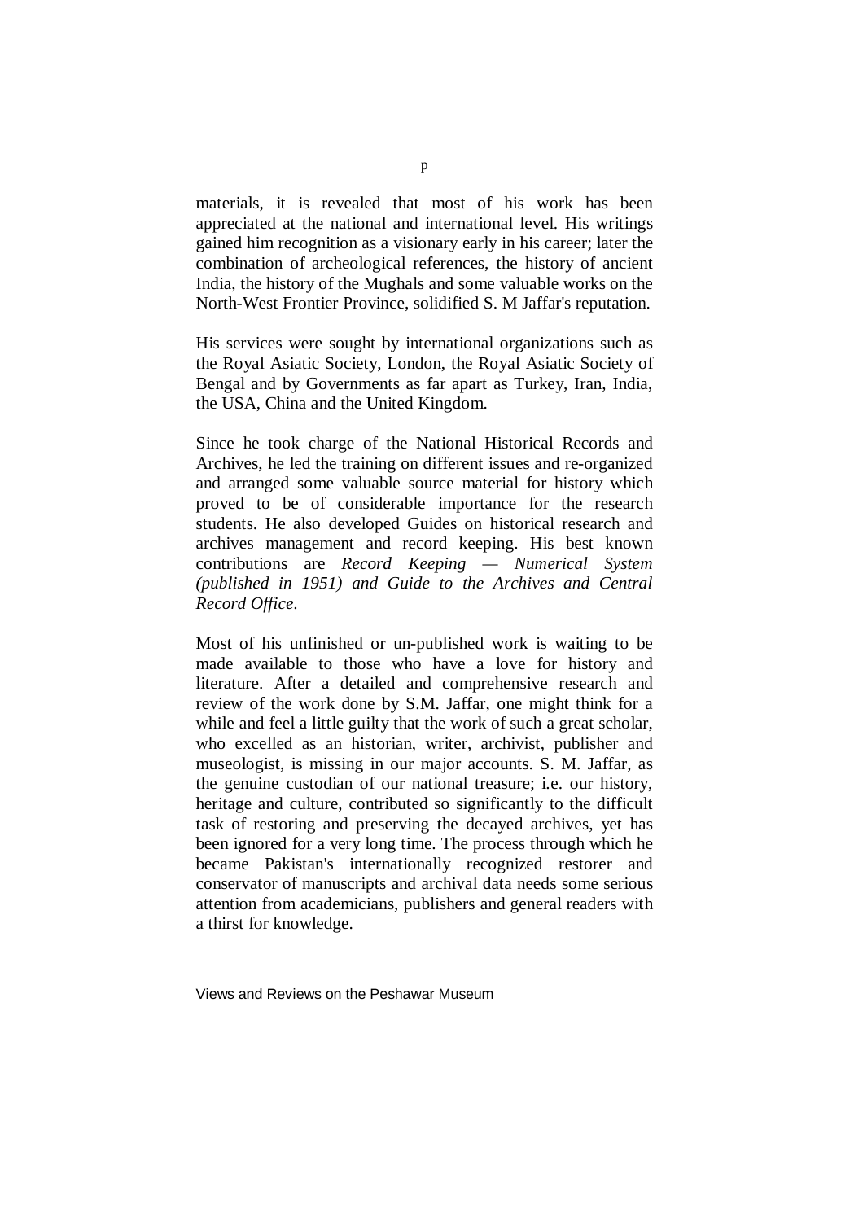materials, it is revealed that most of his work has been appreciated at the national and international level. His writings gained him recognition as a visionary early in his career; later the combination of archeological references, the history of ancient India, the history of the Mughals and some valuable works on the North-West Frontier Province, solidified S. M Jaffar's reputation.

His services were sought by international organizations such as the Royal Asiatic Society, London, the Royal Asiatic Society of Bengal and by Governments as far apart as Turkey, Iran, India, the USA, China and the United Kingdom.

Since he took charge of the National Historical Records and Archives, he led the training on different issues and re-organized and arranged some valuable source material for history which proved to be of considerable importance for the research students. He also developed Guides on historical research and archives management and record keeping. His best known contributions are *Record Keeping — Numerical System (published in 1951) and Guide to the Archives and Central Record Office*.

Most of his unfinished or un-published work is waiting to be made available to those who have a love for history and literature. After a detailed and comprehensive research and review of the work done by S.M. Jaffar, one might think for a while and feel a little guilty that the work of such a great scholar, who excelled as an historian, writer, archivist, publisher and museologist, is missing in our major accounts. S. M. Jaffar, as the genuine custodian of our national treasure; i.e. our history, heritage and culture, contributed so significantly to the difficult task of restoring and preserving the decayed archives, yet has been ignored for a very long time. The process through which he became Pakistan's internationally recognized restorer and conservator of manuscripts and archival data needs some serious attention from academicians, publishers and general readers with a thirst for knowledge.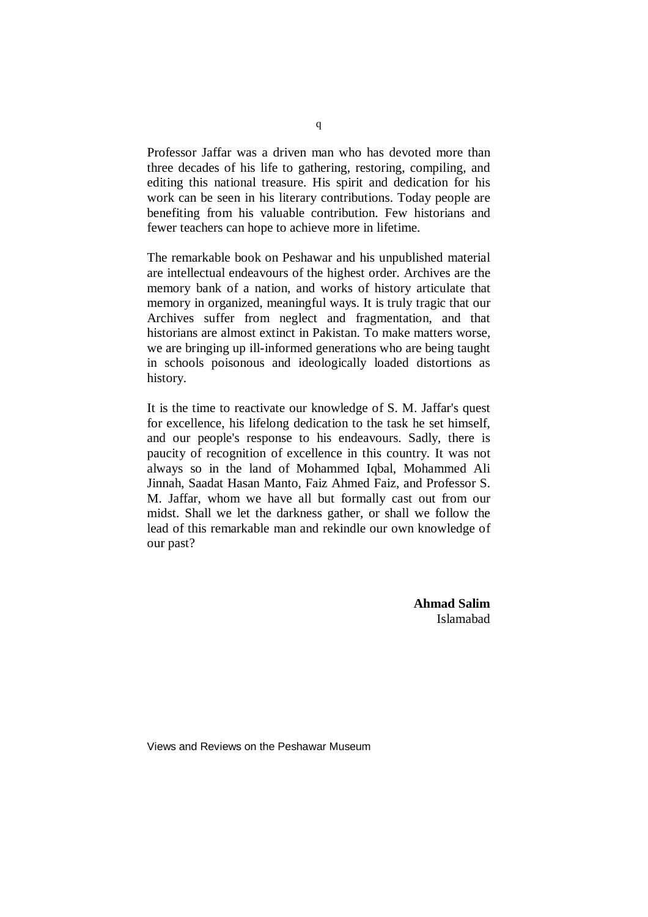Professor Jaffar was a driven man who has devoted more than three decades of his life to gathering, restoring, compiling, and editing this national treasure. His spirit and dedication for his work can be seen in his literary contributions. Today people are benefiting from his valuable contribution. Few historians and fewer teachers can hope to achieve more in lifetime.

The remarkable book on Peshawar and his unpublished material are intellectual endeavours of the highest order. Archives are the memory bank of a nation, and works of history articulate that memory in organized, meaningful ways. It is truly tragic that our Archives suffer from neglect and fragmentation, and that historians are almost extinct in Pakistan. To make matters worse, we are bringing up ill-informed generations who are being taught in schools poisonous and ideologically loaded distortions as history.

It is the time to reactivate our knowledge of S. M. Jaffar's quest for excellence, his lifelong dedication to the task he set himself, and our people's response to his endeavours. Sadly, there is paucity of recognition of excellence in this country. It was not always so in the land of Mohammed Iqbal, Mohammed Ali Jinnah, Saadat Hasan Manto, Faiz Ahmed Faiz, and Professor S. M. Jaffar, whom we have all but formally cast out from our midst. Shall we let the darkness gather, or shall we follow the lead of this remarkable man and rekindle our own knowledge of our past?

**Ahmad Salim**
Islamabad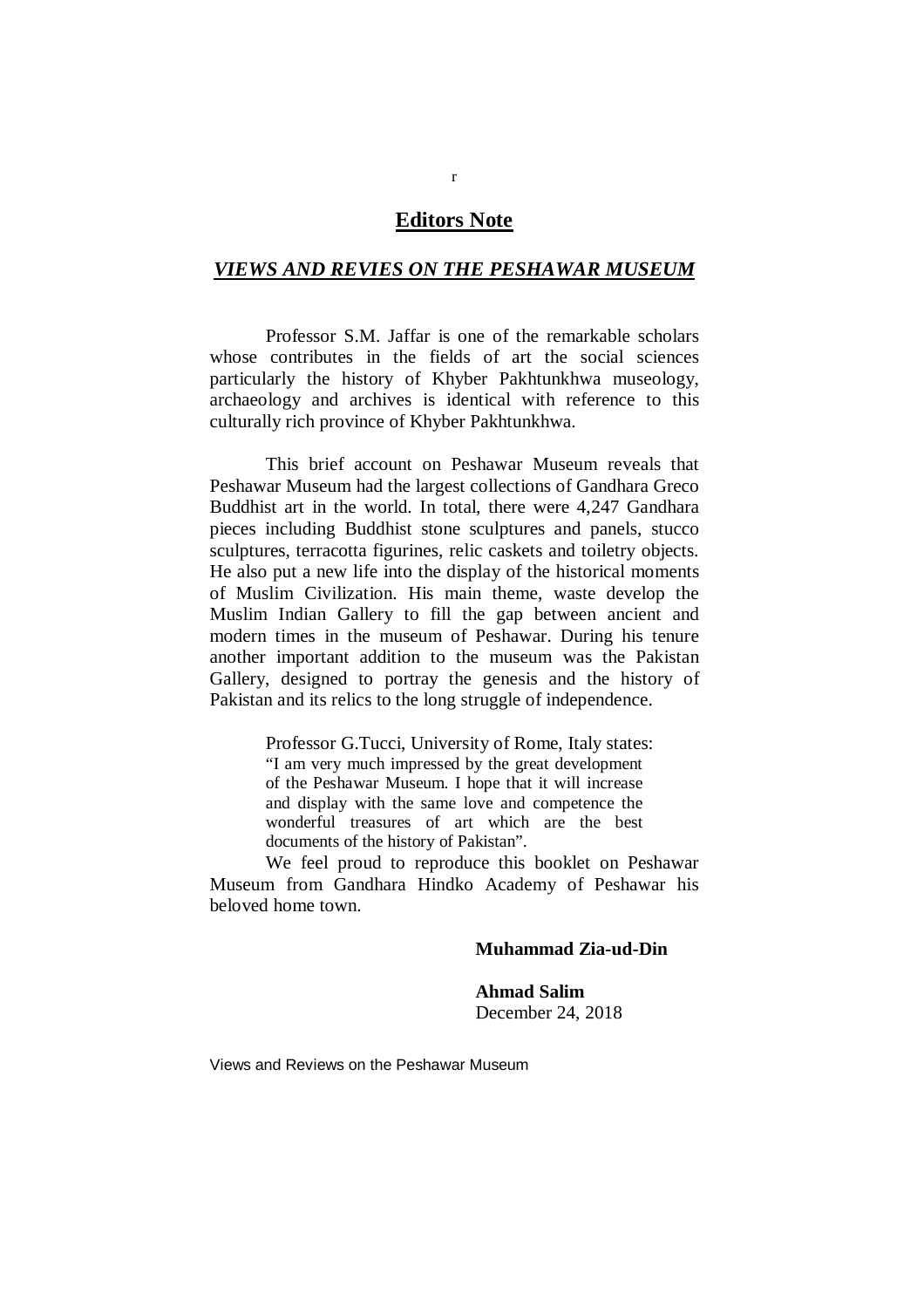## Editors Note

### *VIEWS AND REVIES ON THE PESHAWAR MUSEUM*

Professor S.M. Jaffar is one of the remarkable scholars whose contributes in the fields of art the social sciences particularly the history of Khyber Pakhtunkhwa museology, archaeology and archives is identical with reference to this culturally rich province of Khyber Pakhtunkhwa.

This brief account on Peshawar Museum reveals that Peshawar Museum had the largest collections of Gandhara Greco Buddhist art in the world. In total, there were 4,247 Gandhara pieces including Buddhist stone sculptures and panels, stucco sculptures, terracotta figurines, relic caskets and toiletry objects. He also put a new life into the display of the historical moments of Muslim Civilization. His main theme, waste develop the Muslim Indian Gallery to fill the gap between ancient and modern times in the museum of Peshawar. During his tenure another important addition to the museum was the Pakistan Gallery, designed to portray the genesis and the history of Pakistan and its relics to the long struggle of independence.

> Professor G.Tucci, University of Rome, Italy states:
> "I am very much impressed by the great development of the Peshawar Museum. I hope that it will increase and display with the same love and competence the wonderful treasures of art which are the best documents of the history of Pakistan".

We feel proud to reproduce this booklet on Peshawar Museum from Gandhara Hindko Academy of Peshawar his beloved home town.

**Muhammad Zia-ud-Din**

**Ahmad Salim**
December 24, 2018